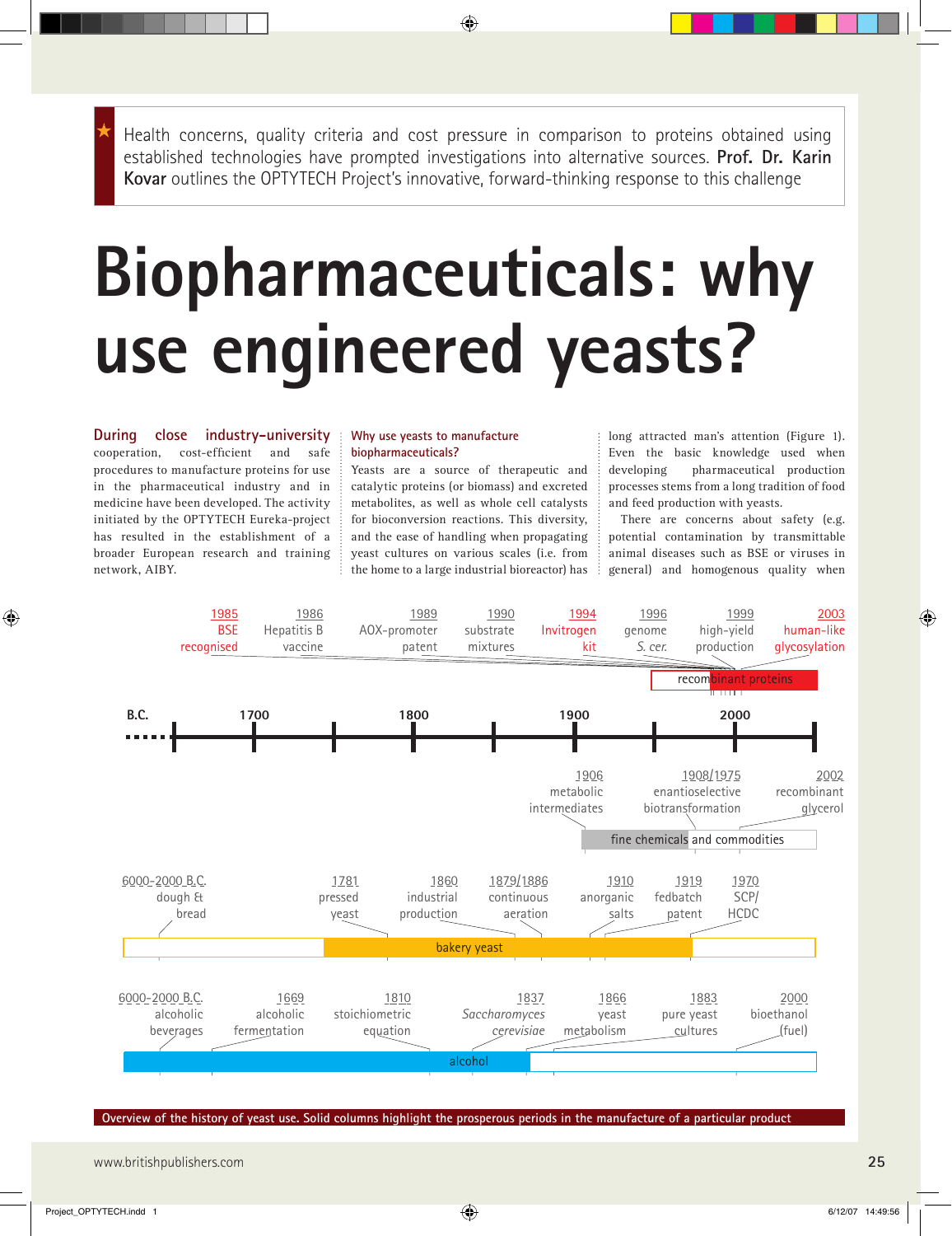Health concerns, quality criteria and cost pressure in comparison to proteins obtained using established technologies have prompted investigations into alternative sources. **Prof. Dr. Karin Kovar** outlines the OPTYTECH Project's innovative, forward-thinking response to this challenge

# Biopharmaceuticals: why use engineered yeasts?

**During close industry-university** cooperation, cost-efficient and safe procedures to manufacture proteins for use in the pharmaceutical industry and in medicine have been developed. The activity initiated by the OPTYTECH Eureka-project has resulted in the establishment of a broader European research and training network, AIBY.

## Why use yeasts to manufacture biopharmaceuticals?

Yeasts are a source of therapeutic and catalytic proteins (or biomass) and excreted metabolites, as well as whole cell catalysts for bioconversion reactions. This diversity, and the ease of handling when propagating yeast cultures on various scales (i.e. from the home to a large industrial bioreactor) has long attracted man's attention (Figure 1). Even the basic knowledge used when developing pharmaceutical production processes stems from a long tradition of food and feed production with yeasts.

There are concerns about safety (e.g. potential contamination by transmittable animal diseases such as BSE or viruses in general) and homogenous quality when

**recombinant proteins:** 1985 BSE recognised; 1986 Hepatitis B vaccine; 1989 AOX-promoter patent; 1990 substrate mixtures; 1994 Invitrogen kit; 1996 genome *S. cer.*; 1999 high-yield production; 2003 human-like glycosylation

Timeline: B.C. … 1700, 1800, 1900, 2000

**fine chemicals and commodities:** 1906 metabolic intermediates; 1908/1975 enantioselective biotransformation; 2002 recombinant glycerol

**bakery yeast:** 6000-2000 B.C. dough & bread; 1781 pressed yeast; 1860 industrial production; 1879/1886 continuous aeration; 1910 anorganic salts; 1919 fedbatch patent; 1970 SCP/HCDC

**alcohol:** 6000-2000 B.C. alcoholic beverages; 1669 alcoholic fermentation; 1810 stoichiometric equation; 1837 *Saccharomyces cerevisiae*; 1866 yeast metabolism; 1883 pure yeast cultures; 2000 bioethanol (fuel)

Overview of the history of yeast use. Solid columns highlight the prosperous periods in the manufacture of a particular product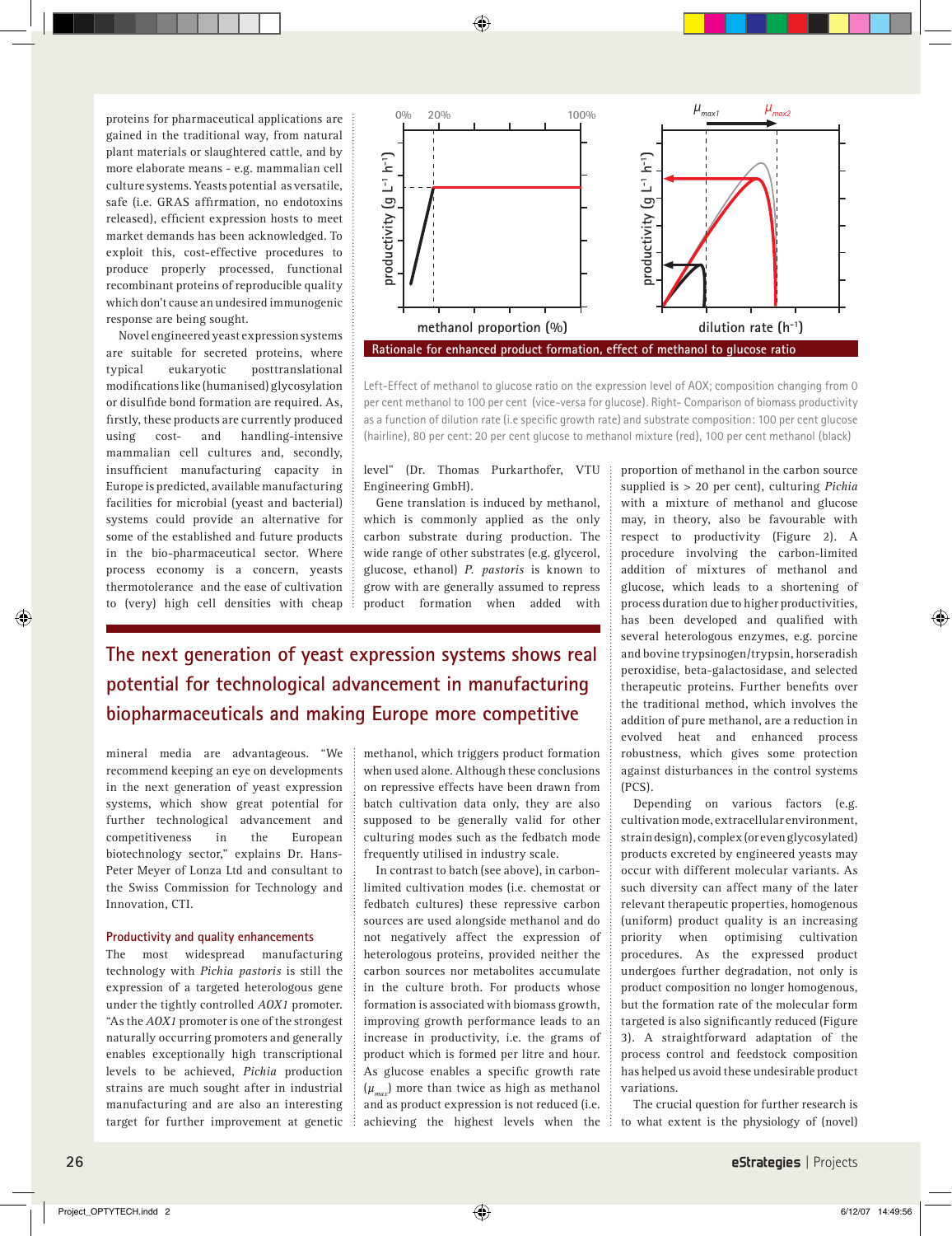proteins for pharmaceutical applications are gained in the traditional way, from natural plant materials or slaughtered cattle, and by more elaborate means - e.g. mammalian cell culture systems. Yeasts potential as versatile, safe (i.e. GRAS affirmation, no endotoxins released), efficient expression hosts to meet market demands has been acknowledged. To exploit this, cost-effective procedures to produce properly processed, functional recombinant proteins of reproducible quality which don't cause an undesired immunogenic response are being sought.

Novel engineered yeast expression systems are suitable for secreted proteins, where typical eukaryotic posttranslational modifications like (humanised) glycosylation or disulfide bond formation are required. As, firstly, these products are currently produced using cost- and handling-intensive mammalian cell cultures and, secondly, insufficient manufacturing capacity in Europe is predicted, available manufacturing facilities for microbial (yeast and bacterial) systems could provide an alternative for some of the established and future products in the bio-pharmaceutical sector. Where process economy is a concern, yeasts thermotolerance and the ease of cultivation to (very) high cell densities with cheap mineral media are advantageous. "We recommend keeping an eye on developments in the next generation of yeast expression systems, which show great potential for further technological advancement and competitiveness in the European biotechnology sector," explains Dr. Hans-Peter Meyer of Lonza Ltd and consultant to the Swiss Commission for Technology and Innovation, CTI.

## The next generation of yeast expression systems shows real potential for technological advancement in manufacturing biopharmaceuticals and making Europe more competitive

### Productivity and quality enhancements

The most widespread manufacturing technology with *Pichia pastoris* is still the expression of a targeted heterologous gene under the tightly controlled *AOX1* promoter. "As the *AOX1* promoter is one of the strongest naturally occurring promoters and generally enables exceptionally high transcriptional levels to be achieved, *Pichia* production strains are much sought after in industrial manufacturing and are also an interesting target for further improvement at genetic level" (Dr. Thomas Purkarthofer, VTU Engineering GmbH).

Gene translation is induced by methanol, which is commonly applied as the only carbon substrate during production. The wide range of other substrates (e.g. glycerol, glucose, ethanol) *P. pastoris* is known to grow with are generally assumed to repress product formation when added with methanol, which triggers product formation when used alone. Although these conclusions on repressive effects have been drawn from batch cultivation data only, they are also supposed to be generally valid for other culturing modes such as the fedbatch mode frequently utilised in industry scale.

In contrast to batch (see above), in carbon-limited cultivation modes (i.e. chemostat or fedbatch cultures) these repressive carbon sources are used alongside methanol and do not negatively affect the expression of heterologous proteins, provided neither the carbon sources nor metabolites accumulate in the culture broth. For products whose formation is associated with biomass growth, improving growth performance leads to an increase in productivity, i.e. the grams of product which is formed per litre and hour. As glucose enables a specific growth rate ($\mu_{max}$) more than twice as high as methanol and as product expression is not reduced (i.e. achieving the highest levels when the proportion of methanol in the carbon source supplied is > 20 per cent), culturing *Pichia* with a mixture of methanol and glucose may, in theory, also be favourable with respect to productivity (Figure 2). A procedure involving the carbon-limited addition of mixtures of methanol and glucose, which leads to a shortening of process duration due to higher productivities, has been developed and qualified with several heterologous enzymes, e.g. porcine and bovine trypsinogen/trypsin, horseradish peroxidise, beta-galactosidase, and selected therapeutic proteins. Further benefits over the traditional method, which involves the addition of pure methanol, are a reduction in evolved heat and enhanced process robustness, which gives some protection against disturbances in the control systems (PCS).

Depending on various factors (e.g. cultivation mode, extracellular environment, strain design), complex (or even glycosylated) products excreted by engineered yeasts may occur with different molecular variants. As such diversity can affect many of the later relevant therapeutic properties, homogenous (uniform) product quality is an increasing priority when optimising cultivation procedures. As the expressed product undergoes further degradation, not only is product composition no longer homogenous, but the formation rate of the molecular form targeted is also significantly reduced (Figure 3). A straightforward adaptation of the process control and feedstock composition has helped us avoid these undesirable product variations.

The crucial question for further research is to what extent is the physiology of (novel)

**Rationale for enhanced product formation, effect of methanol to glucose ratio**

Left-Effect of methanol to glucose ratio on the expression level of AOX; composition changing from 0 per cent methanol to 100 per cent (vice-versa for glucose). Right- Comparison of biomass productivity as a function of dilution rate (i.e specific growth rate) and substrate composition: 100 per cent glucose (hairline), 80 per cent: 20 per cent glucose to methanol mixture (red), 100 per cent methanol (black)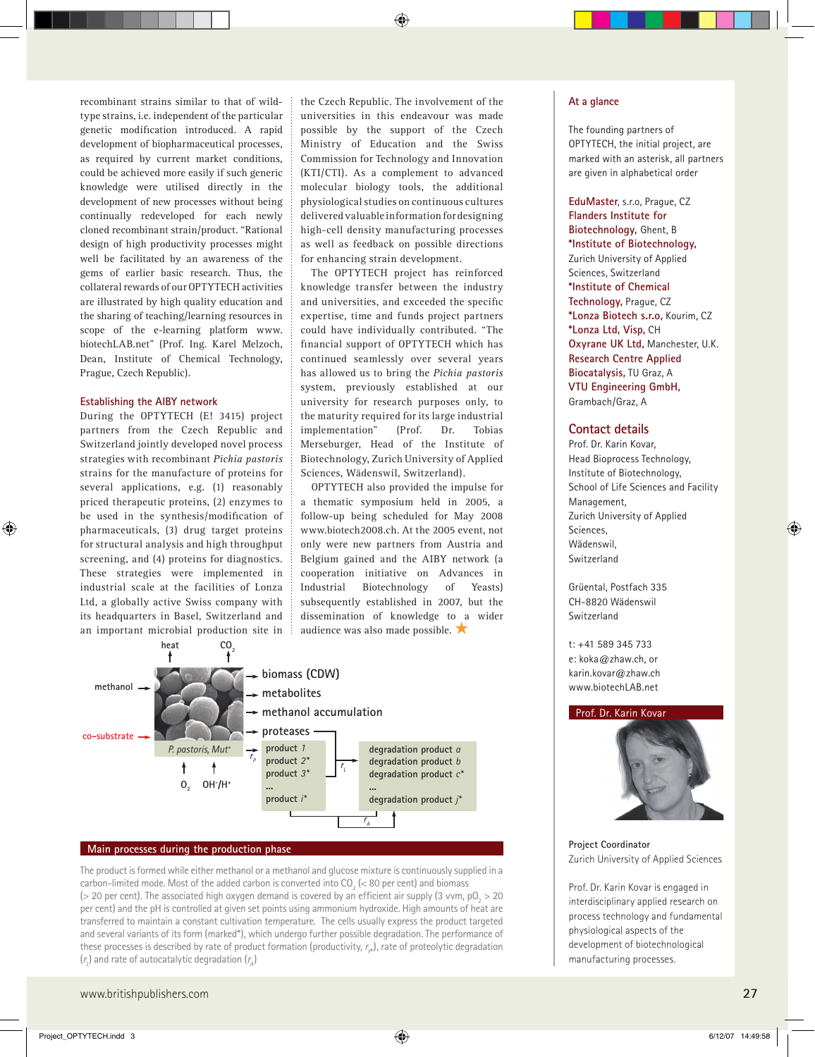recombinant strains similar to that of wild-type strains, i.e. independent of the particular genetic modification introduced. A rapid development of biopharmaceutical processes, as required by current market conditions, could be achieved more easily if such generic knowledge were utilised directly in the development of new processes without being continually redeveloped for each newly cloned recombinant strain/product. "Rational design of high productivity processes might well be facilitated by an awareness of the gems of earlier basic research. Thus, the collateral rewards of our OPTYTECH activities are illustrated by high quality education and the sharing of teaching/learning resources in scope of the e-learning platform www.biotechLAB.net" (Prof. Ing. Karel Melzoch, Dean, Institute of Chemical Technology, Prague, Czech Republic).

## Establishing the AIBY network

During the OPTYTECH (E! 3415) project partners from the Czech Republic and Switzerland jointly developed novel process strategies with recombinant *Pichia pastoris* strains for the manufacture of proteins for several applications, e.g. (1) reasonably priced therapeutic proteins, (2) enzymes to be used in the synthesis/modification of pharmaceuticals, (3) drug target proteins for structural analysis and high throughput screening, and (4) proteins for diagnostics. These strategies were implemented in industrial scale at the facilities of Lonza Ltd, a globally active Swiss company with its headquarters in Basel, Switzerland and an important microbial production site in the Czech Republic. The involvement of the universities in this endeavour was made possible by the support of the Czech Ministry of Education and the Swiss Commission for Technology and Innovation (KTI/CTI). As a complement to advanced molecular biology tools, the additional physiological studies on continuous cultures delivered valuable information for designing high-cell density manufacturing processes as well as feedback on possible directions for enhancing strain development.

The OPTYTECH project has reinforced knowledge transfer between the industry and universities, and exceeded the specific expertise, time and funds project partners could have individually contributed. "The financial support of OPTYTECH which has continued seamlessly over several years has allowed us to bring the *Pichia pastoris* system, previously established at our university for research purposes only, to the maturity required for its large industrial implementation" (Prof. Dr. Tobias Merseburger, Head of the Institute of Biotechnology, Zurich University of Applied Sciences, Wädenswil, Switzerland).

OPTYTECH also provided the impulse for a thematic symposium held in 2005, a follow-up being scheduled for May 2008 www.biotech2008.ch. At the 2005 event, not only were new partners from Austria and Belgium gained and the AIBY network (a cooperation initiative on Advances in Industrial Biotechnology of Yeasts) subsequently established in 2007, but the dissemination of knowledge to a wider audience was also made possible. ★

heat
$CO_2$
methanol
co-substrate
*P. pastoris*, Mut+
$O_2$
$OH^-/H^+$
biomass (CDW)
metabolites
methanol accumulation
proteases
product 1
product 2*
product 3*
...
product i*
$r_P$
$r_L$
degradation product a
degradation product b
degradation product c*
...
degradation product j*
$r_A$

**Main processes during the production phase**

The product is formed while either methanol or a methanol and glucose mixture is continuously supplied in a carbon-limited mode. Most of the added carbon is converted into $CO_2$ (< 80 per cent) and biomass (> 20 per cent). The associated high oxygen demand is covered by an efficient air supply (3 vvm, $pO_2$ > 20 per cent) and the pH is controlled at given set points using ammonium hydroxide. High amounts of heat are transferred to maintain a constant cultivation temperature. The cells usually express the product targeted and several variants of its form (marked*), which undergo further possible degradation. The performance of these processes is described by rate of product formation (productivity, $r_P$), rate of proteolytic degradation ($r_L$) and rate of autocatalytic degradation ($r_A$)

## At a glance

The founding partners of OPTYTECH, the initial project, are marked with an asterisk, all partners are given in alphabetical order

EduMaster, s.r.o, Prague, CZ
Flanders Institute for Biotechnology, Ghent, B
*Institute of Biotechnology, Zurich University of Applied Sciences, Switzerland
*Institute of Chemical Technology, Prague, CZ
*Lonza Biotech s.r.o, Kourim, CZ
*Lonza Ltd, Visp, CH
Oxyrane UK Ltd, Manchester, U.K.
Research Centre Applied Biocatalysis, TU Graz, A
VTU Engineering GmbH, Grambach/Graz, A

## Contact details

Prof. Dr. Karin Kovar,
Head Bioprocess Technology,
Institute of Biotechnology,
School of Life Sciences and Facility Management,
Zurich University of Applied Sciences,
Wädenswil,
Switzerland

Grüental, Postfach 335
CH-8820 Wädenswil
Switzerland

t: +41 589 345 733
e: koka@zhaw.ch, or
karin.kovar@zhaw.ch
www.biotechLAB.net

**Prof. Dr. Karin Kovar**

Project Coordinator
Zurich University of Applied Sciences

Prof. Dr. Karin Kovar is engaged in interdisciplinary applied research on process technology and fundamental physiological aspects of the development of biotechnological manufacturing processes.